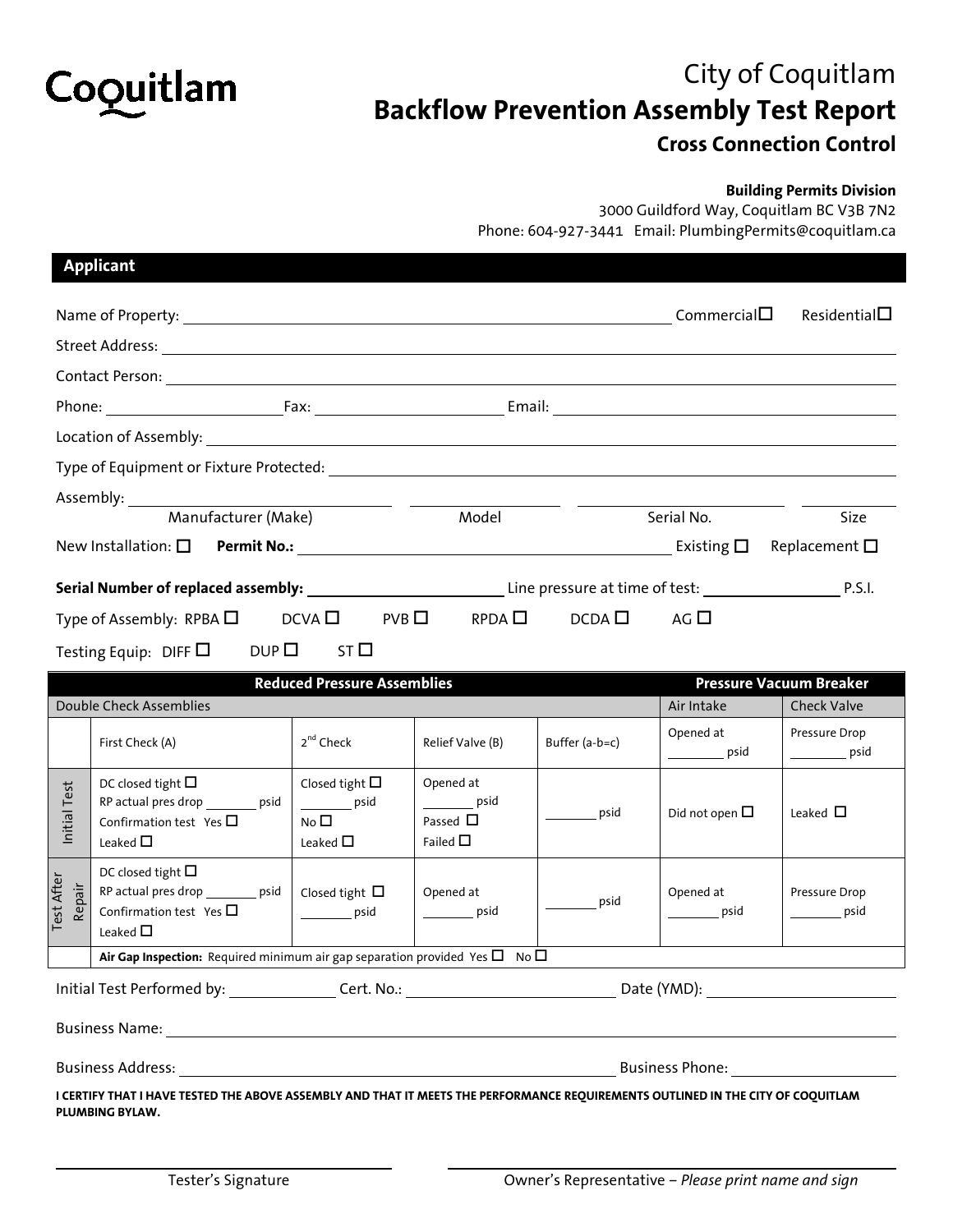Coquitlam

# City of Coquitlam
# Backflow Prevention Assembly Test Report
## Cross Connection Control

**Building Permits Division**
3000 Guildford Way, Coquitlam BC V3B 7N2
Phone: 604-927-3441 Email: PlumbingPermits@coquitlam.ca

## Applicant

Name of Property: ______________________ Commercial ☐ Residential ☐

Street Address: ______________________

Contact Person: ______________________

Phone: __________ Fax: __________ Email: __________

Location of Assembly: ______________________

Type of Equipment or Fixture Protected: ______________________

Assembly: __________ Manufacturer (Make) __________ Model __________ Serial No. __________ Size

New Installation: ☐ **Permit No.:** __________ Existing ☐ Replacement ☐

**Serial Number of replaced assembly:** __________ Line pressure at time of test: __________ P.S.I.

Type of Assembly: RPBA ☐ DCVA ☐ PVB ☐ RPDA ☐ DCDA ☐ AG ☐

Testing Equip: DIFF ☐ DUP ☐ ST ☐

| | **Reduced Pressure Assemblies** | | | | **Pressure Vacuum Breaker** | |
|---|---|---|---|---|---|---|
| | Double Check Assemblies | | | | Air Intake | Check Valve |
| | First Check (A) | 2nd Check | Relief Valve (B) | Buffer (a-b=c) | Opened at ________ psid | Pressure Drop ________ psid |
| Initial Test | DC closed tight ☐<br>RP actual pres drop ________ psid<br>Confirmation test Yes ☐<br>Leaked ☐ | Closed tight ☐<br>________ psid<br>No ☐<br>Leaked ☐ | Opened at<br>________ psid<br>Passed ☐<br>Failed ☐ | ________ psid | Did not open ☐ | Leaked ☐ |
| Test After Repair | DC closed tight ☐<br>RP actual pres drop ________ psid<br>Confirmation test Yes ☐<br>Leaked ☐ | Closed tight ☐<br>________ psid | Opened at<br>________ psid | ________ psid | Opened at<br>________ psid | Pressure Drop<br>________ psid |
| | **Air Gap Inspection:** Required minimum air gap separation provided Yes ☐ No ☐ | | | | | |

Initial Test Performed by: __________ Cert. No.: __________ Date (YMD): __________

Business Name: ______________________

Business Address: __________ Business Phone: __________

**I CERTIFY THAT I HAVE TESTED THE ABOVE ASSEMBLY AND THAT IT MEETS THE PERFORMANCE REQUIREMENTS OUTLINED IN THE CITY OF COQUITLAM PLUMBING BYLAW.**

______________________ Tester's Signature

______________________ Owner's Representative – *Please print name and sign*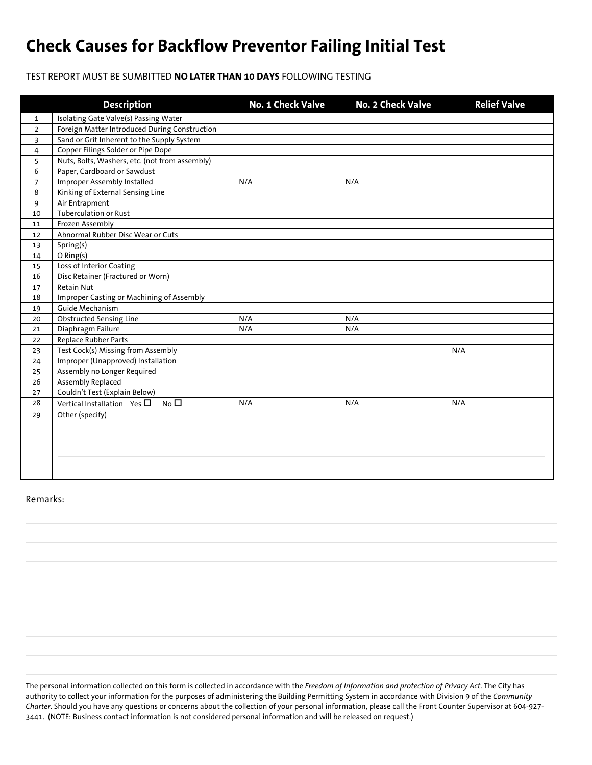# Check Causes for Backflow Preventor Failing Initial Test

TEST REPORT MUST BE SUMBITTED **NO LATER THAN 10 DAYS** FOLLOWING TESTING

| | Description | No. 1 Check Valve | No. 2 Check Valve | Relief Valve |
|---|---|---|---|---|
| 1 | Isolating Gate Valve(s) Passing Water | | | |
| 2 | Foreign Matter Introduced During Construction | | | |
| 3 | Sand or Grit Inherent to the Supply System | | | |
| 4 | Copper Filings Solder or Pipe Dope | | | |
| 5 | Nuts, Bolts, Washers, etc. (not from assembly) | | | |
| 6 | Paper, Cardboard or Sawdust | | | |
| 7 | Improper Assembly Installed | N/A | N/A | |
| 8 | Kinking of External Sensing Line | | | |
| 9 | Air Entrapment | | | |
| 10 | Tuberculation or Rust | | | |
| 11 | Frozen Assembly | | | |
| 12 | Abnormal Rubber Disc Wear or Cuts | | | |
| 13 | Spring(s) | | | |
| 14 | O Ring(s) | | | |
| 15 | Loss of Interior Coating | | | |
| 16 | Disc Retainer (Fractured or Worn) | | | |
| 17 | Retain Nut | | | |
| 18 | Improper Casting or Machining of Assembly | | | |
| 19 | Guide Mechanism | | | |
| 20 | Obstructed Sensing Line | N/A | N/A | |
| 21 | Diaphragm Failure | N/A | N/A | |
| 22 | Replace Rubber Parts | | | |
| 23 | Test Cock(s) Missing from Assembly | | | N/A |
| 24 | Improper (Unapproved) Installation | | | |
| 25 | Assembly no Longer Required | | | |
| 26 | Assembly Replaced | | | |
| 27 | Couldn't Test (Explain Below) | | | |
| 28 | Vertical Installation Yes ☐ No ☐ | N/A | N/A | N/A |
| 29 | Other (specify) | | | |

Remarks:

The personal information collected on this form is collected in accordance with the *Freedom of Information and protection of Privacy Act*. The City has authority to collect your information for the purposes of administering the Building Permitting System in accordance with Division 9 of the *Community Charter*. Should you have any questions or concerns about the collection of your personal information, please call the Front Counter Supervisor at 604-927-3441. (NOTE: Business contact information is not considered personal information and will be released on request.)